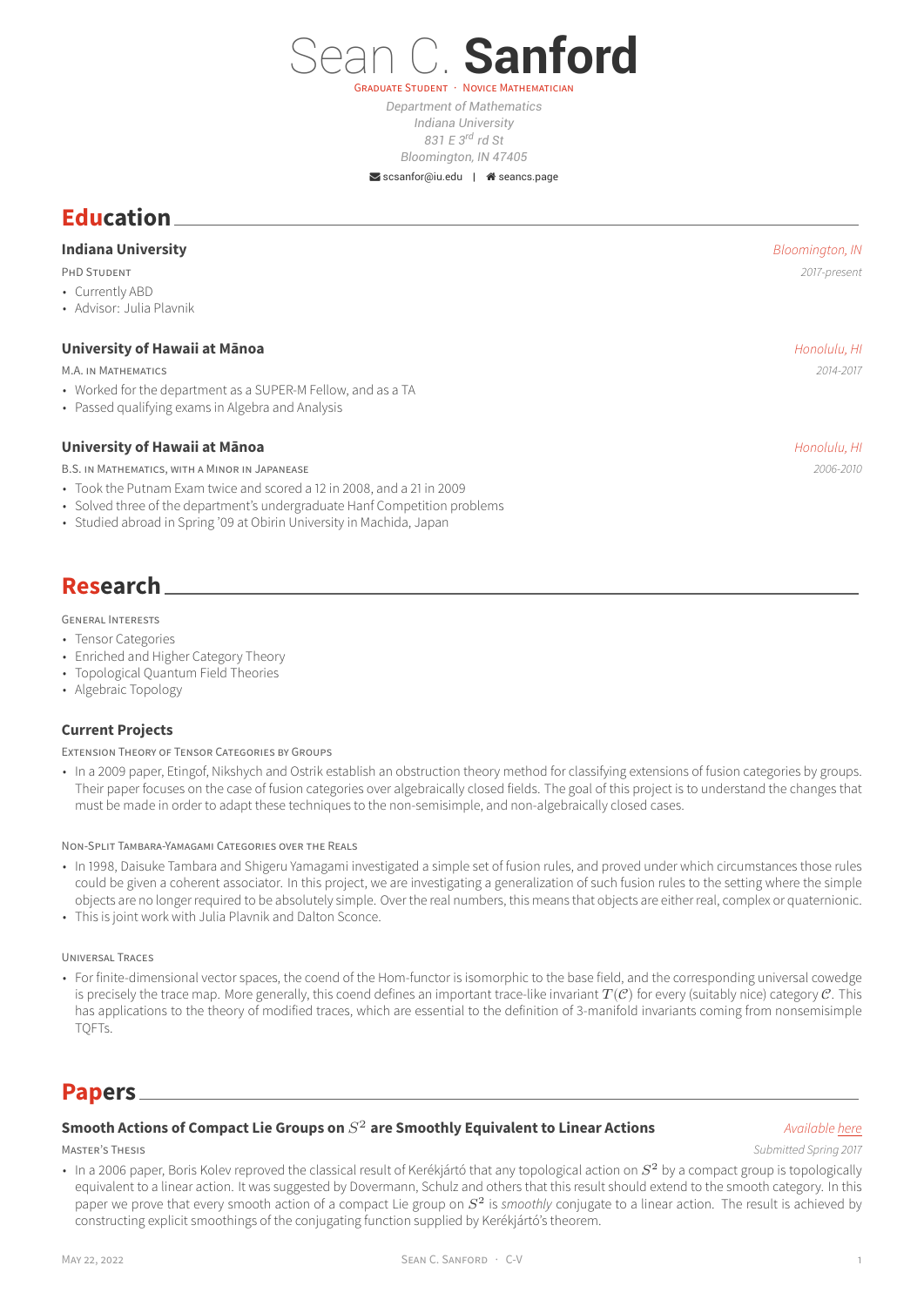# Sean C. **Sanford**

GRADUATE STUDENT · NOVICE MATHEMATICIAN

*Department of Mathematics*
*Indiana University*
*831 E 3$^{rd}$ rd St*
*Bloomington, IN 47405*

scsanfor@iu.edu | seancs.page

## Education

### Indiana University — *Bloomington, IN*

PHD STUDENT — *2017-present*

- Currently ABD
- Advisor: Julia Plavnik

### University of Hawaii at Mānoa — *Honolulu, HI*

M.A. IN MATHEMATICS — *2014-2017*

- Worked for the department as a SUPER-M Fellow, and as a TA
- Passed qualifying exams in Algebra and Analysis

### University of Hawaii at Mānoa — *Honolulu, HI*

B.S. IN MATHEMATICS, WITH A MINOR IN JAPANESE — *2006-2010*

- Took the Putnam Exam twice and scored a 12 in 2008, and a 21 in 2009
- Solved three of the department's undergraduate Hanf Competition problems
- Studied abroad in Spring '09 at Obirin University in Machida, Japan

## Research

GENERAL INTERESTS

- Tensor Categories
- Enriched and Higher Category Theory
- Topological Quantum Field Theories
- Algebraic Topology

### Current Projects

EXTENSION THEORY OF TENSOR CATEGORIES BY GROUPS

- In a 2009 paper, Etingof, Nikshych and Ostrik establish an obstruction theory method for classifying extensions of fusion categories by groups. Their paper focuses on the case of fusion categories over algebraically closed fields. The goal of this project is to understand the changes that must be made in order to adapt these techniques to the non-semisimple, and non-algebraically closed cases.

NON-SPLIT TAMBARA-YAMAGAMI CATEGORIES OVER THE REALS

- In 1998, Daisuke Tambara and Shigeru Yamagami investigated a simple set of fusion rules, and proved under which circumstances those rules could be given a coherent associator. In this project, we are investigating a generalization of such fusion rules to the setting where the simple objects are no longer required to be absolutely simple. Over the real numbers, this means that objects are either real, complex or quaternionic.
- This is joint work with Julia Plavnik and Dalton Sconce.

UNIVERSAL TRACES

- For finite-dimensional vector spaces, the coend of the Hom-functor is isomorphic to the base field, and the corresponding universal cowedge is precisely the trace map. More generally, this coend defines an important trace-like invariant $T(\mathcal{C})$ for every (suitably nice) category $\mathcal{C}$. This has applications to the theory of modified traces, which are essential to the definition of 3-manifold invariants coming from nonsemisimple TQFTs.

## Papers

### Smooth Actions of Compact Lie Groups on $S^2$ are Smoothly Equivalent to Linear Actions — *Available here*

MASTER'S THESIS — *Submitted Spring 2017*

- In a 2006 paper, Boris Kolev reproved the classical result of Kerékjártó that any topological action on $S^2$ by a compact group is topologically equivalent to a linear action. It was suggested by Dovermann, Schulz and others that this result should extend to the smooth category. In this paper we prove that every smooth action of a compact Lie group on $S^2$ is *smoothly* conjugate to a linear action. The result is achieved by constructing explicit smoothings of the conjugating function supplied by Kerékjártó's theorem.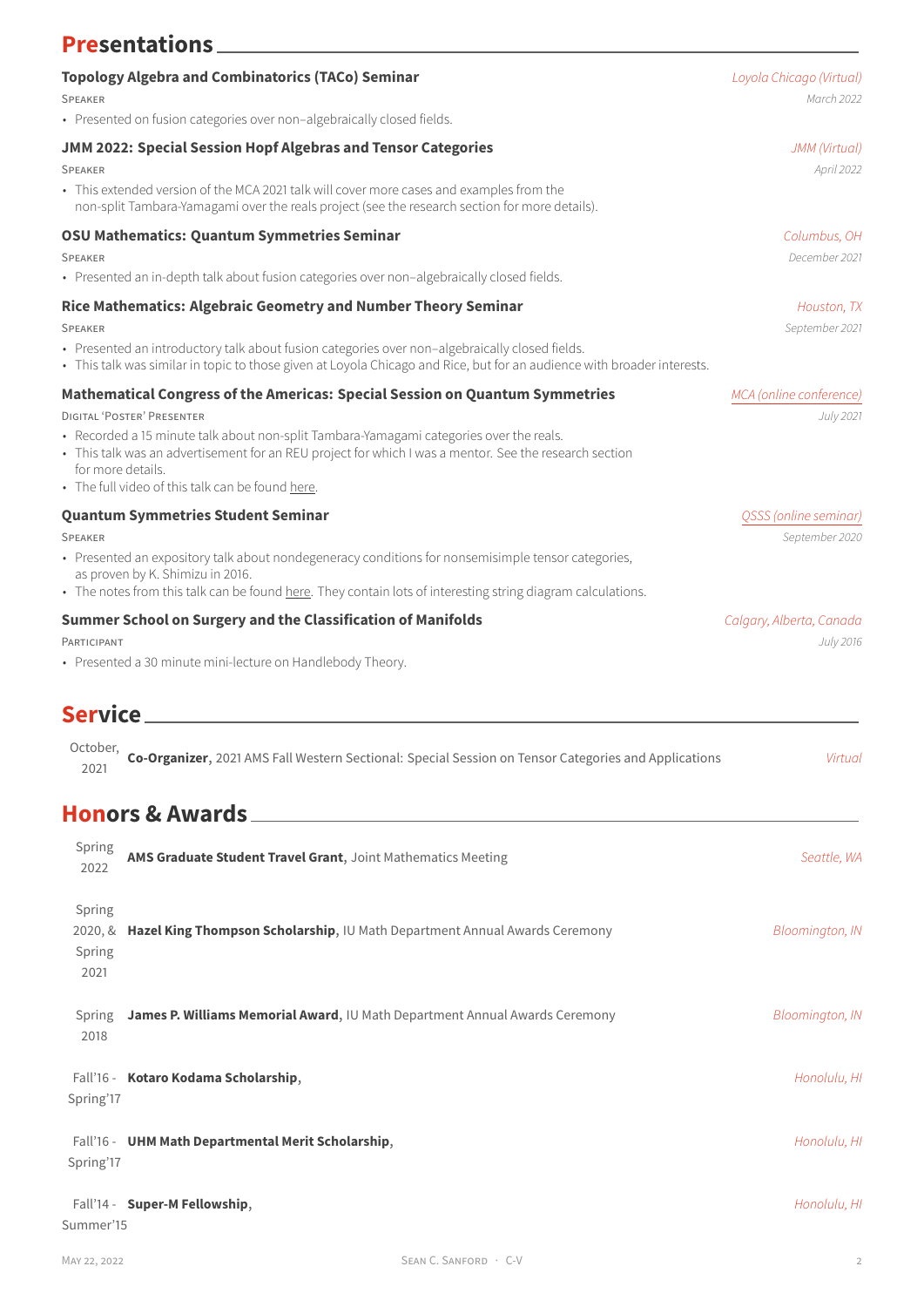## Presentations

### Topology Algebra and Combinatorics (TACo) Seminar
*Loyola Chicago (Virtual)*
SPEAKER — *March 2022*

- Presented on fusion categories over non–algebraically closed fields.

### JMM 2022: Special Session Hopf Algebras and Tensor Categories
*JMM (Virtual)*
SPEAKER — *April 2022*

- This extended version of the MCA 2021 talk will cover more cases and examples from the non-split Tambara-Yamagami over the reals project (see the research section for more details).

### OSU Mathematics: Quantum Symmetries Seminar
*Columbus, OH*
SPEAKER — *December 2021*

- Presented an in-depth talk about fusion categories over non–algebraically closed fields.

### Rice Mathematics: Algebraic Geometry and Number Theory Seminar
*Houston, TX*
SPEAKER — *September 2021*

- Presented an introductory talk about fusion categories over non–algebraically closed fields.
- This talk was similar in topic to those given at Loyola Chicago and Rice, but for an audience with broader interests.

### Mathematical Congress of the Americas: Special Session on Quantum Symmetries
*MCA (online conference)*
DIGITAL 'POSTER' PRESENTER — *July 2021*

- Recorded a 15 minute talk about non-split Tambara-Yamagami categories over the reals.
- This talk was an advertisement for an REU project for which I was a mentor. See the research section for more details.
- The full video of this talk can be found here.

### Quantum Symmetries Student Seminar
*QSSS (online seminar)*
SPEAKER — *September 2020*

- Presented an expository talk about nondegeneracy conditions for nonsemisimple tensor categories, as proven by K. Shimizu in 2016.
- The notes from this talk can be found here. They contain lots of interesting string diagram calculations.

### Summer School on Surgery and the Classification of Manifolds
*Calgary, Alberta, Canada*
PARTICIPANT — *July 2016*

- Presented a 30 minute mini-lecture on Handlebody Theory.

## Service

| | | |
|---|---|---|
| October, 2021 | **Co-Organizer**, 2021 AMS Fall Western Sectional: Special Session on Tensor Categories and Applications | *Virtual* |

## Honors & Awards

| | | |
|---|---|---|
| Spring 2022 | **AMS Graduate Student Travel Grant**, Joint Mathematics Meeting | *Seattle, WA* |
| Spring 2020, & Spring 2021 | **Hazel King Thompson Scholarship**, IU Math Department Annual Awards Ceremony | *Bloomington, IN* |
| Spring 2018 | **James P. Williams Memorial Award**, IU Math Department Annual Awards Ceremony | *Bloomington, IN* |
| Fall'16 - Spring'17 | **Kotaro Kodama Scholarship**, | *Honolulu, HI* |
| Fall'16 - Spring'17 | **UHM Math Departmental Merit Scholarship**, | *Honolulu, HI* |
| Fall'14 - Summer'15 | **Super-M Fellowship**, | *Honolulu, HI* |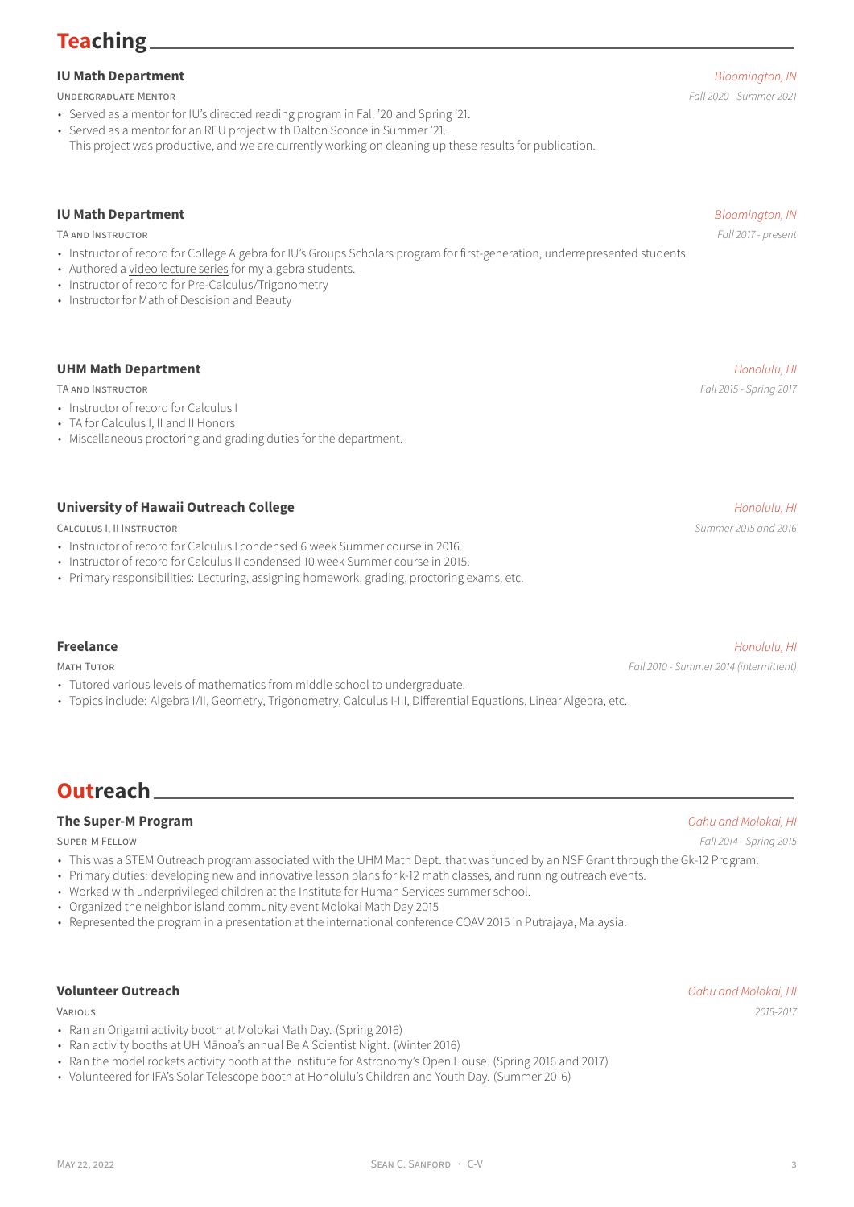# Teaching

### IU Math Department
*Bloomington, IN*

UNDERGRADUATE MENTOR
*Fall 2020 - Summer 2021*

- Served as a mentor for IU's directed reading program in Fall '20 and Spring '21.
- Served as a mentor for an REU project with Dalton Sconce in Summer '21.
  This project was productive, and we are currently working on cleaning up these results for publication.

### IU Math Department
*Bloomington, IN*

TA AND INSTRUCTOR
*Fall 2017 - present*

- Instructor of record for College Algebra for IU's Groups Scholars program for first-generation, underrepresented students.
- Authored a video lecture series for my algebra students.
- Instructor of record for Pre-Calculus/Trigonometry
- Instructor for Math of Descision and Beauty

### UHM Math Department
*Honolulu, HI*

TA AND INSTRUCTOR
*Fall 2015 - Spring 2017*

- Instructor of record for Calculus I
- TA for Calculus I, II and II Honors
- Miscellaneous proctoring and grading duties for the department.

### University of Hawaii Outreach College
*Honolulu, HI*

CALCULUS I, II INSTRUCTOR
*Summer 2015 and 2016*

- Instructor of record for Calculus I condensed 6 week Summer course in 2016.
- Instructor of record for Calculus II condensed 10 week Summer course in 2015.
- Primary responsibilities: Lecturing, assigning homework, grading, proctoring exams, etc.

### Freelance
*Honolulu, HI*

MATH TUTOR
*Fall 2010 - Summer 2014 (intermittent)*

- Tutored various levels of mathematics from middle school to undergraduate.
- Topics include: Algebra I/II, Geometry, Trigonometry, Calculus I-III, Differential Equations, Linear Algebra, etc.

# Outreach

### The Super-M Program
*Oahu and Molokai, HI*

SUPER-M FELLOW
*Fall 2014 - Spring 2015*

- This was a STEM Outreach program associated with the UHM Math Dept. that was funded by an NSF Grant through the Gk-12 Program.
- Primary duties: developing new and innovative lesson plans for k-12 math classes, and running outreach events.
- Worked with underprivileged children at the Institute for Human Services summer school.
- Organized the neighbor island community event Molokai Math Day 2015
- Represented the program in a presentation at the international conference COAV 2015 in Putrajaya, Malaysia.

### Volunteer Outreach
*Oahu and Molokai, HI*

VARIOUS
*2015-2017*

- Ran an Origami activity booth at Molokai Math Day. (Spring 2016)
- Ran activity booths at UH Mānoa's annual Be A Scientist Night. (Winter 2016)
- Ran the model rockets activity booth at the Institute for Astronomy's Open House. (Spring 2016 and 2017)
- Volunteered for IFA's Solar Telescope booth at Honolulu's Children and Youth Day. (Summer 2016)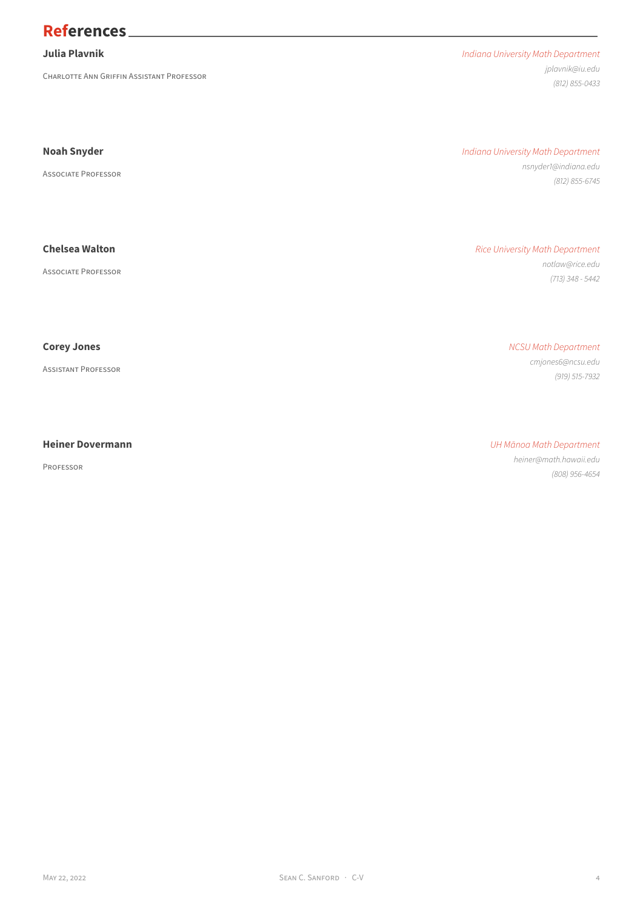## References

**Julia Plavnik**
*Indiana University Math Department*
CHARLOTTE ANN GRIFFIN ASSISTANT PROFESSOR
*jplavnik@iu.edu*
*(812) 855-0433*

**Noah Snyder**
*Indiana University Math Department*
ASSOCIATE PROFESSOR
*nsnyder1@indiana.edu*
*(812) 855-6745*

**Chelsea Walton**
*Rice University Math Department*
ASSOCIATE PROFESSOR
*notlaw@rice.edu*
*(713) 348 - 5442*

**Corey Jones**
*NCSU Math Department*
ASSISTANT PROFESSOR
*cmjones6@ncsu.edu*
*(919) 515-7932*

**Heiner Dovermann**
*UH Mānoa Math Department*
PROFESSOR
*heiner@math.hawaii.edu*
*(808) 956-4654*